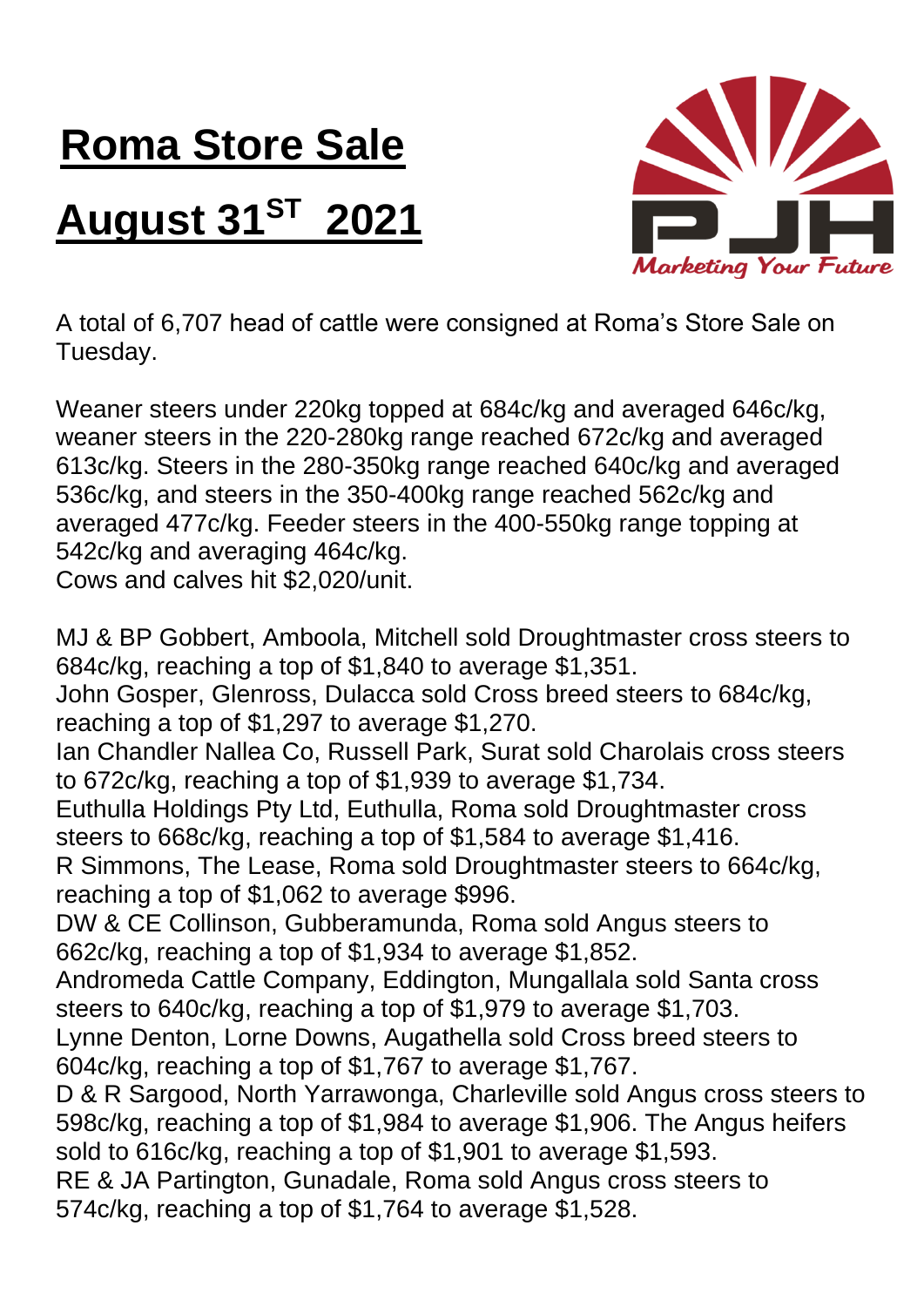# Roma Store Sale

# August 31ST 2021

A total of 6,707 head of cattle were consigned at Roma's Store Sale on Tuesday.

Weaner steers under 220kg topped at 684c/kg and averaged 646c/kg, weaner steers in the 220-280kg range reached 672c/kg and averaged 613c/kg. Steers in the 280-350kg range reached 640c/kg and averaged 536c/kg, and steers in the 350-400kg range reached 562c/kg and averaged 477c/kg. Feeder steers in the 400-550kg range topping at 542c/kg and averaging 464c/kg.
Cows and calves hit $2,020/unit.

MJ & BP Gobbert, Amboola, Mitchell sold Droughtmaster cross steers to 684c/kg, reaching a top of $1,840 to average $1,351.
John Gosper, Glenross, Dulacca sold Cross breed steers to 684c/kg, reaching a top of $1,297 to average $1,270.
Ian Chandler Nallea Co, Russell Park, Surat sold Charolais cross steers to 672c/kg, reaching a top of $1,939 to average $1,734.
Euthulla Holdings Pty Ltd, Euthulla, Roma sold Droughtmaster cross steers to 668c/kg, reaching a top of $1,584 to average $1,416.
R Simmons, The Lease, Roma sold Droughtmaster steers to 664c/kg, reaching a top of $1,062 to average $996.
DW & CE Collinson, Gubberamunda, Roma sold Angus steers to 662c/kg, reaching a top of $1,934 to average $1,852.
Andromeda Cattle Company, Eddington, Mungallala sold Santa cross steers to 640c/kg, reaching a top of $1,979 to average $1,703.
Lynne Denton, Lorne Downs, Augathella sold Cross breed steers to 604c/kg, reaching a top of $1,767 to average $1,767.
D & R Sargood, North Yarrawonga, Charleville sold Angus cross steers to 598c/kg, reaching a top of $1,984 to average $1,906. The Angus heifers sold to 616c/kg, reaching a top of $1,901 to average $1,593.
RE & JA Partington, Gunadale, Roma sold Angus cross steers to 574c/kg, reaching a top of $1,764 to average $1,528.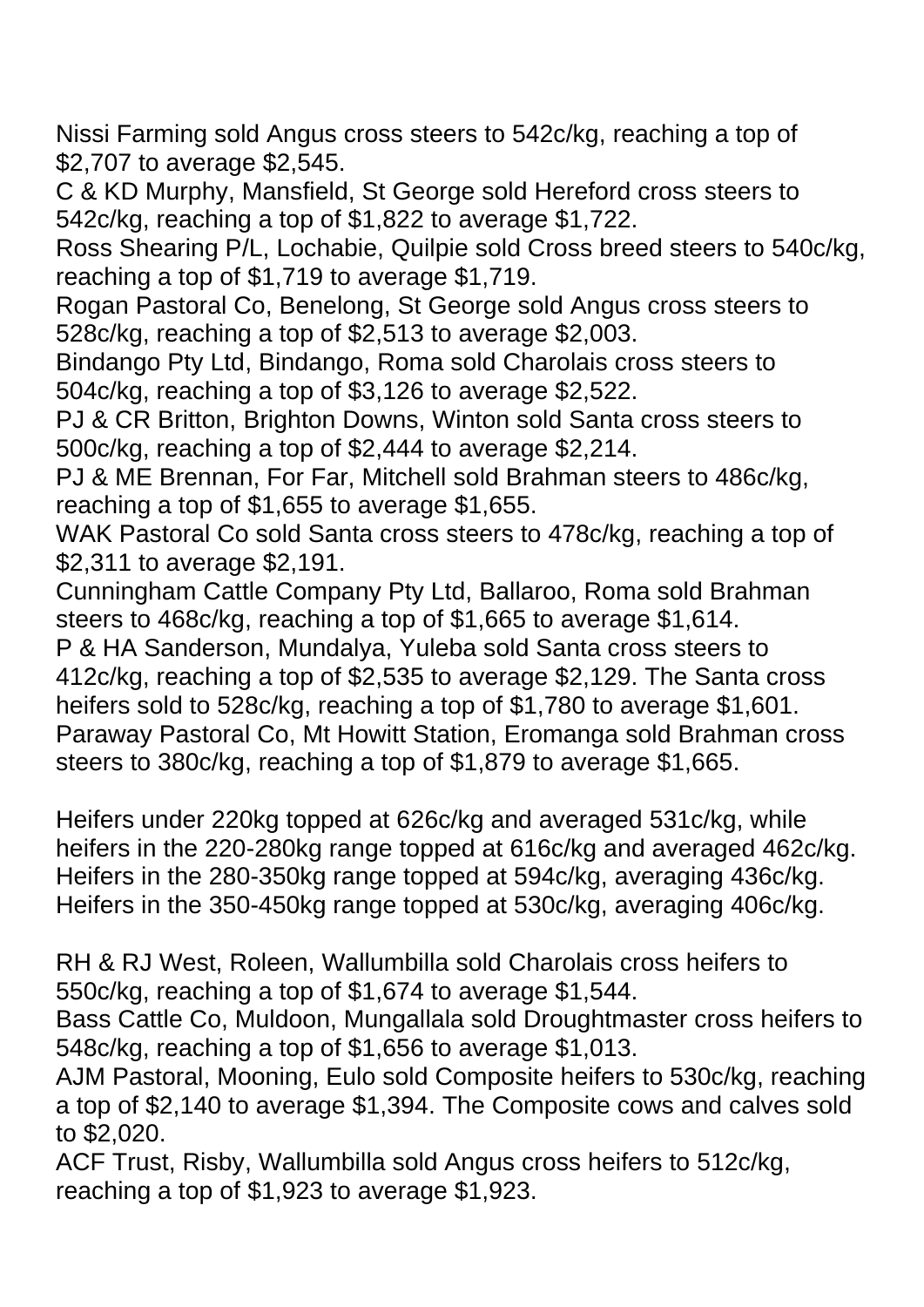Nissi Farming sold Angus cross steers to 542c/kg, reaching a top of $2,707 to average $2,545.
C & KD Murphy, Mansfield, St George sold Hereford cross steers to 542c/kg, reaching a top of $1,822 to average $1,722.
Ross Shearing P/L, Lochabie, Quilpie sold Cross breed steers to 540c/kg, reaching a top of $1,719 to average $1,719.
Rogan Pastoral Co, Benelong, St George sold Angus cross steers to 528c/kg, reaching a top of $2,513 to average $2,003.
Bindango Pty Ltd, Bindango, Roma sold Charolais cross steers to 504c/kg, reaching a top of $3,126 to average $2,522.
PJ & CR Britton, Brighton Downs, Winton sold Santa cross steers to 500c/kg, reaching a top of $2,444 to average $2,214.
PJ & ME Brennan, For Far, Mitchell sold Brahman steers to 486c/kg, reaching a top of $1,655 to average $1,655.
WAK Pastoral Co sold Santa cross steers to 478c/kg, reaching a top of $2,311 to average $2,191.
Cunningham Cattle Company Pty Ltd, Ballaroo, Roma sold Brahman steers to 468c/kg, reaching a top of $1,665 to average $1,614.
P & HA Sanderson, Mundalya, Yuleba sold Santa cross steers to 412c/kg, reaching a top of $2,535 to average $2,129. The Santa cross heifers sold to 528c/kg, reaching a top of $1,780 to average $1,601.
Paraway Pastoral Co, Mt Howitt Station, Eromanga sold Brahman cross steers to 380c/kg, reaching a top of $1,879 to average $1,665.

Heifers under 220kg topped at 626c/kg and averaged 531c/kg, while heifers in the 220-280kg range topped at 616c/kg and averaged 462c/kg. Heifers in the 280-350kg range topped at 594c/kg, averaging 436c/kg. Heifers in the 350-450kg range topped at 530c/kg, averaging 406c/kg.

RH & RJ West, Roleen, Wallumbilla sold Charolais cross heifers to 550c/kg, reaching a top of $1,674 to average $1,544.
Bass Cattle Co, Muldoon, Mungallala sold Droughtmaster cross heifers to 548c/kg, reaching a top of $1,656 to average $1,013.
AJM Pastoral, Mooning, Eulo sold Composite heifers to 530c/kg, reaching a top of $2,140 to average $1,394. The Composite cows and calves sold to $2,020.
ACF Trust, Risby, Wallumbilla sold Angus cross heifers to 512c/kg, reaching a top of $1,923 to average $1,923.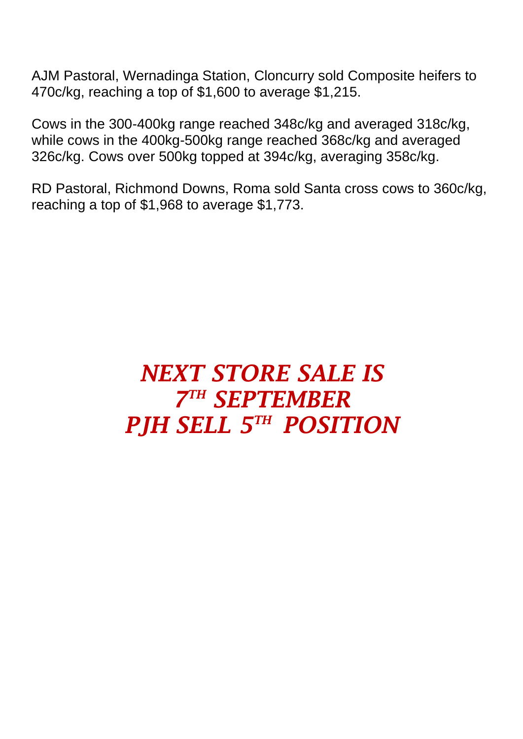AJM Pastoral, Wernadinga Station, Cloncurry sold Composite heifers to 470c/kg, reaching a top of $1,600 to average $1,215.

Cows in the 300-400kg range reached 348c/kg and averaged 318c/kg, while cows in the 400kg-500kg range reached 368c/kg and averaged 326c/kg. Cows over 500kg topped at 394c/kg, averaging 358c/kg.

RD Pastoral, Richmond Downs, Roma sold Santa cross cows to 360c/kg, reaching a top of $1,968 to average $1,773.

***NEXT STORE SALE IS***
***7TH SEPTEMBER***
***PJH SELL 5TH POSITION***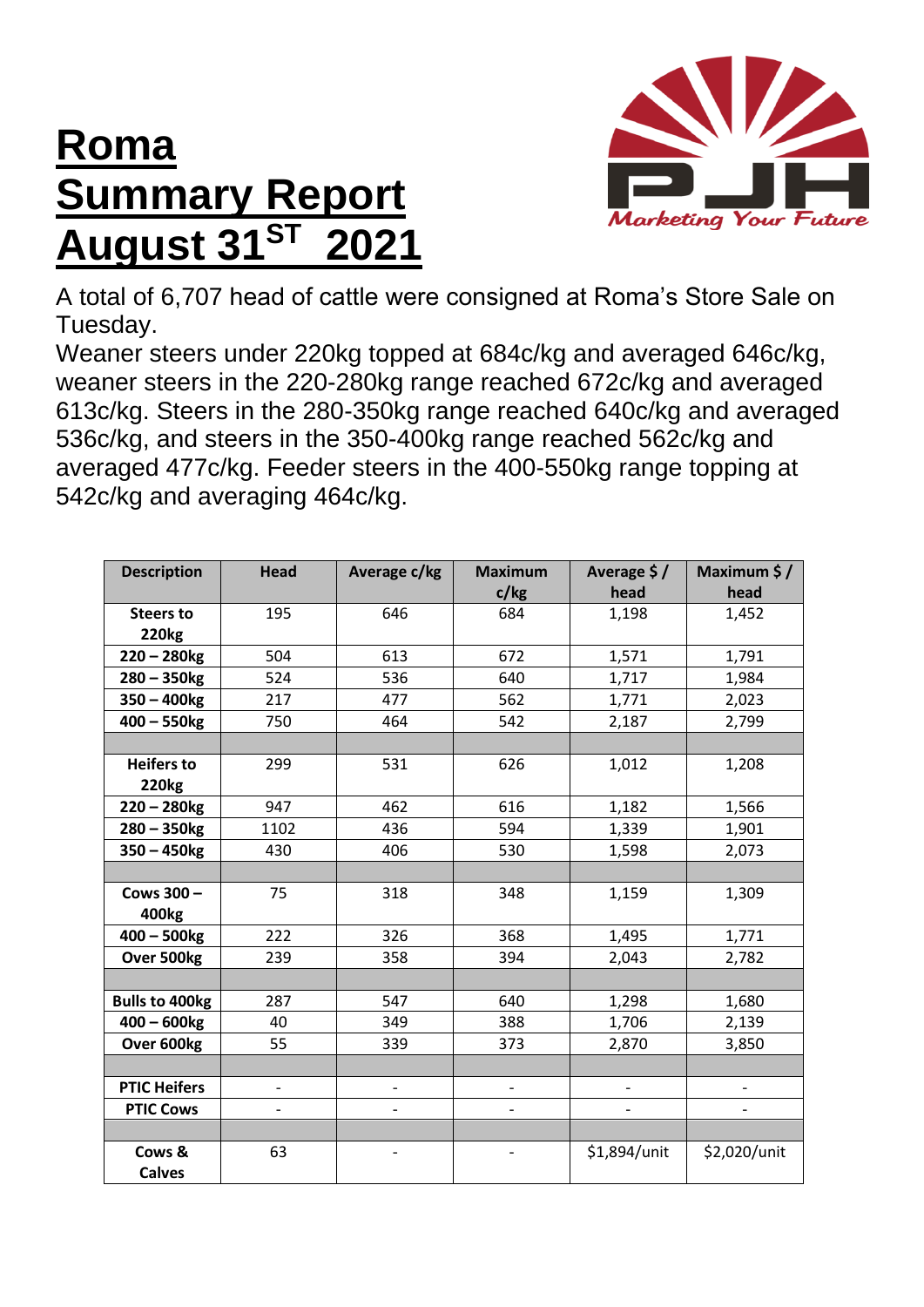# Roma Summary Report August 31ST 2021

PJH

*Marketing Your Future*

A total of 6,707 head of cattle were consigned at Roma's Store Sale on Tuesday.

Weaner steers under 220kg topped at 684c/kg and averaged 646c/kg, weaner steers in the 220-280kg range reached 672c/kg and averaged 613c/kg. Steers in the 280-350kg range reached 640c/kg and averaged 536c/kg, and steers in the 350-400kg range reached 562c/kg and averaged 477c/kg. Feeder steers in the 400-550kg range topping at 542c/kg and averaging 464c/kg.

| Description | Head | Average c/kg | Maximum c/kg | Average $ / head | Maximum $ / head |
|---|---|---|---|---|---|
| **Steers to 220kg** | 195 | 646 | 684 | 1,198 | 1,452 |
| **220 – 280kg** | 504 | 613 | 672 | 1,571 | 1,791 |
| **280 – 350kg** | 524 | 536 | 640 | 1,717 | 1,984 |
| **350 – 400kg** | 217 | 477 | 562 | 1,771 | 2,023 |
| **400 – 550kg** | 750 | 464 | 542 | 2,187 | 2,799 |
| | | | | | |
| **Heifers to 220kg** | 299 | 531 | 626 | 1,012 | 1,208 |
| **220 – 280kg** | 947 | 462 | 616 | 1,182 | 1,566 |
| **280 – 350kg** | 1102 | 436 | 594 | 1,339 | 1,901 |
| **350 – 450kg** | 430 | 406 | 530 | 1,598 | 2,073 |
| | | | | | |
| **Cows 300 – 400kg** | 75 | 318 | 348 | 1,159 | 1,309 |
| **400 – 500kg** | 222 | 326 | 368 | 1,495 | 1,771 |
| **Over 500kg** | 239 | 358 | 394 | 2,043 | 2,782 |
| | | | | | |
| **Bulls to 400kg** | 287 | 547 | 640 | 1,298 | 1,680 |
| **400 – 600kg** | 40 | 349 | 388 | 1,706 | 2,139 |
| **Over 600kg** | 55 | 339 | 373 | 2,870 | 3,850 |
| | | | | | |
| **PTIC Heifers** | - | - | - | - | - |
| **PTIC Cows** | - | - | - | - | - |
| | | | | | |
| **Cows & Calves** | 63 | - | - | $1,894/unit | $2,020/unit |